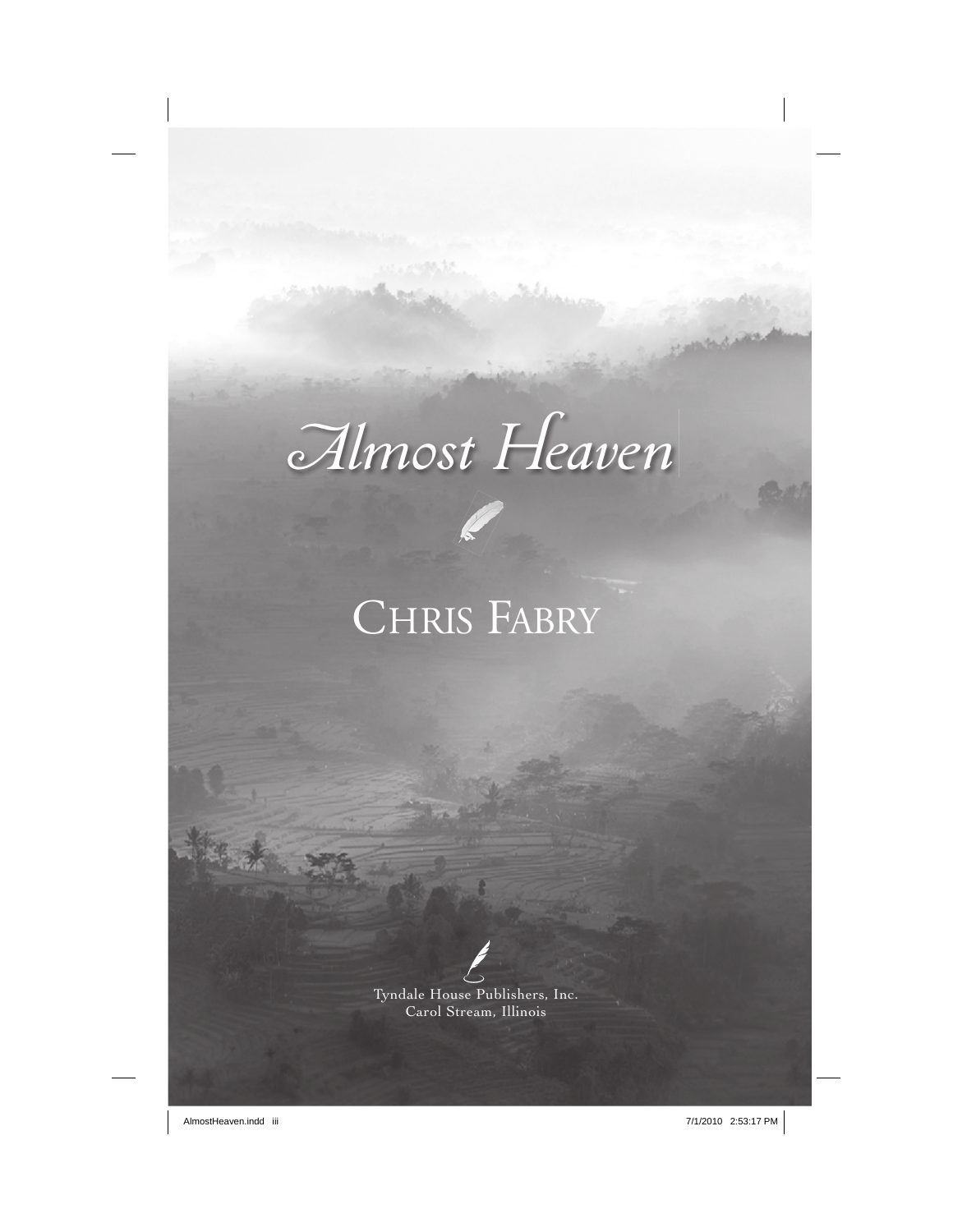# Almost Heaven

## Chris Fabry

Tyndale House Publishers, Inc.
Carol Stream, Illinois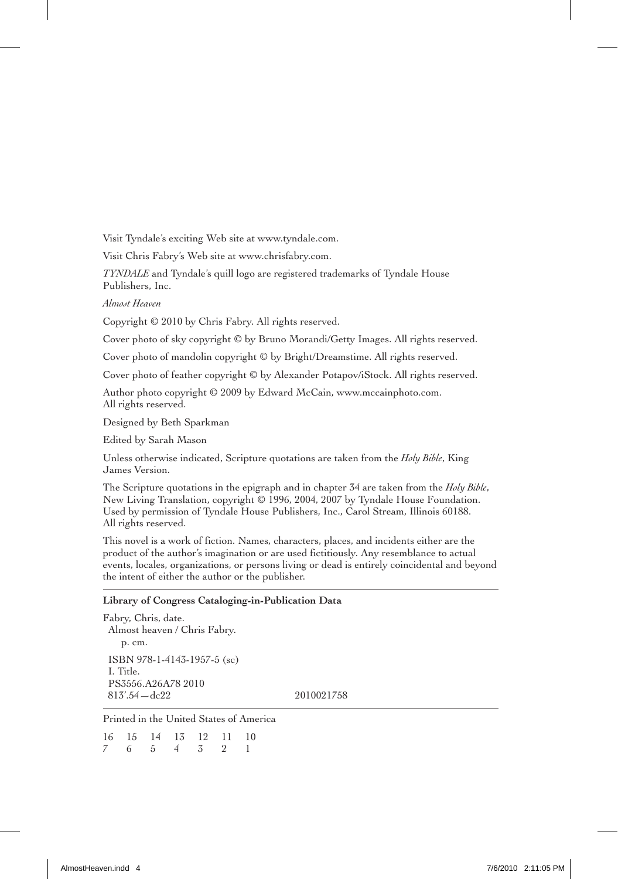Visit Tyndale's exciting Web site at www.tyndale.com.

Visit Chris Fabry's Web site at www.chrisfabry.com.

*TYNDALE* and Tyndale's quill logo are registered trademarks of Tyndale House Publishers, Inc.

*Almost Heaven*

Copyright © 2010 by Chris Fabry. All rights reserved.

Cover photo of sky copyright © by Bruno Morandi/Getty Images. All rights reserved.

Cover photo of mandolin copyright © by Bright/Dreamstime. All rights reserved.

Cover photo of feather copyright © by Alexander Potapov/iStock. All rights reserved.

Author photo copyright © 2009 by Edward McCain, www.mccainphoto.com. All rights reserved.

Designed by Beth Sparkman

Edited by Sarah Mason

Unless otherwise indicated, Scripture quotations are taken from the *Holy Bible*, King James Version.

The Scripture quotations in the epigraph and in chapter 34 are taken from the *Holy Bible*, New Living Translation, copyright © 1996, 2004, 2007 by Tyndale House Foundation. Used by permission of Tyndale House Publishers, Inc., Carol Stream, Illinois 60188. All rights reserved.

This novel is a work of fiction. Names, characters, places, and incidents either are the product of the author's imagination or are used fictitiously. Any resemblance to actual events, locales, organizations, or persons living or dead is entirely coincidental and beyond the intent of either the author or the publisher.

---

**Library of Congress Cataloging-in-Publication Data**

Fabry, Chris, date.
Almost heaven / Chris Fabry.
p. cm.
ISBN 978-1-4143-1957-5 (sc)
I. Title.
PS3556.A26A78 2010
813'.54—dc22 2010021758

---

Printed in the United States of America

16 15 14 13 12 11 10
7 6 5 4 3 2 1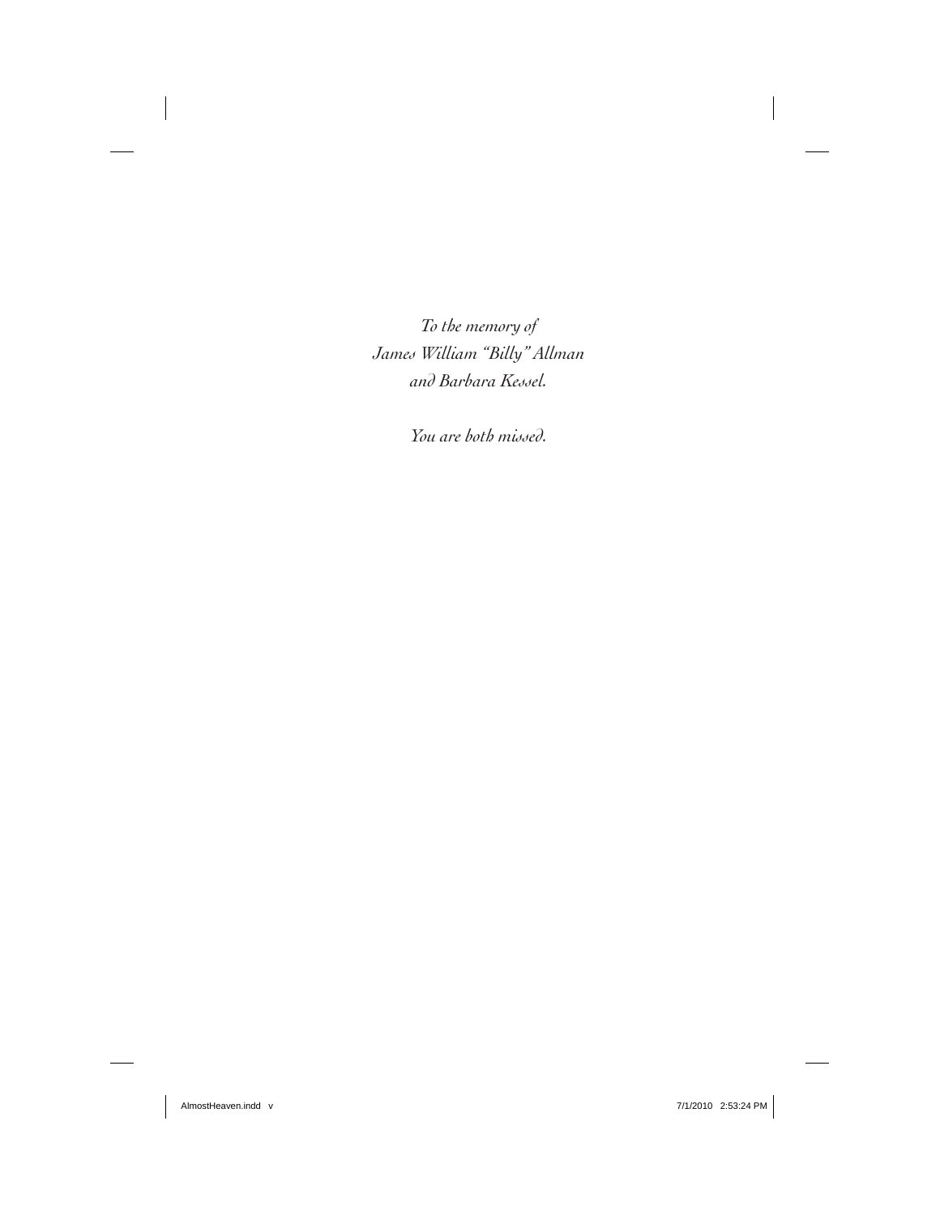*To the memory of*
*James William "Billy" Allman*
*and Barbara Kessel.*

*You are both missed.*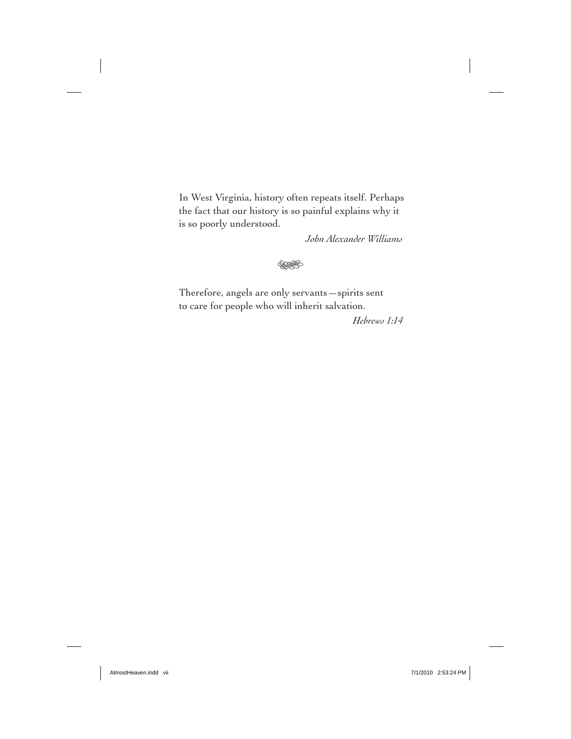In West Virginia, history often repeats itself. Perhaps the fact that our history is so painful explains why it is so poorly understood.

*John Alexander Williams*

Therefore, angels are only servants—spirits sent to care for people who will inherit salvation.

*Hebrews 1:14*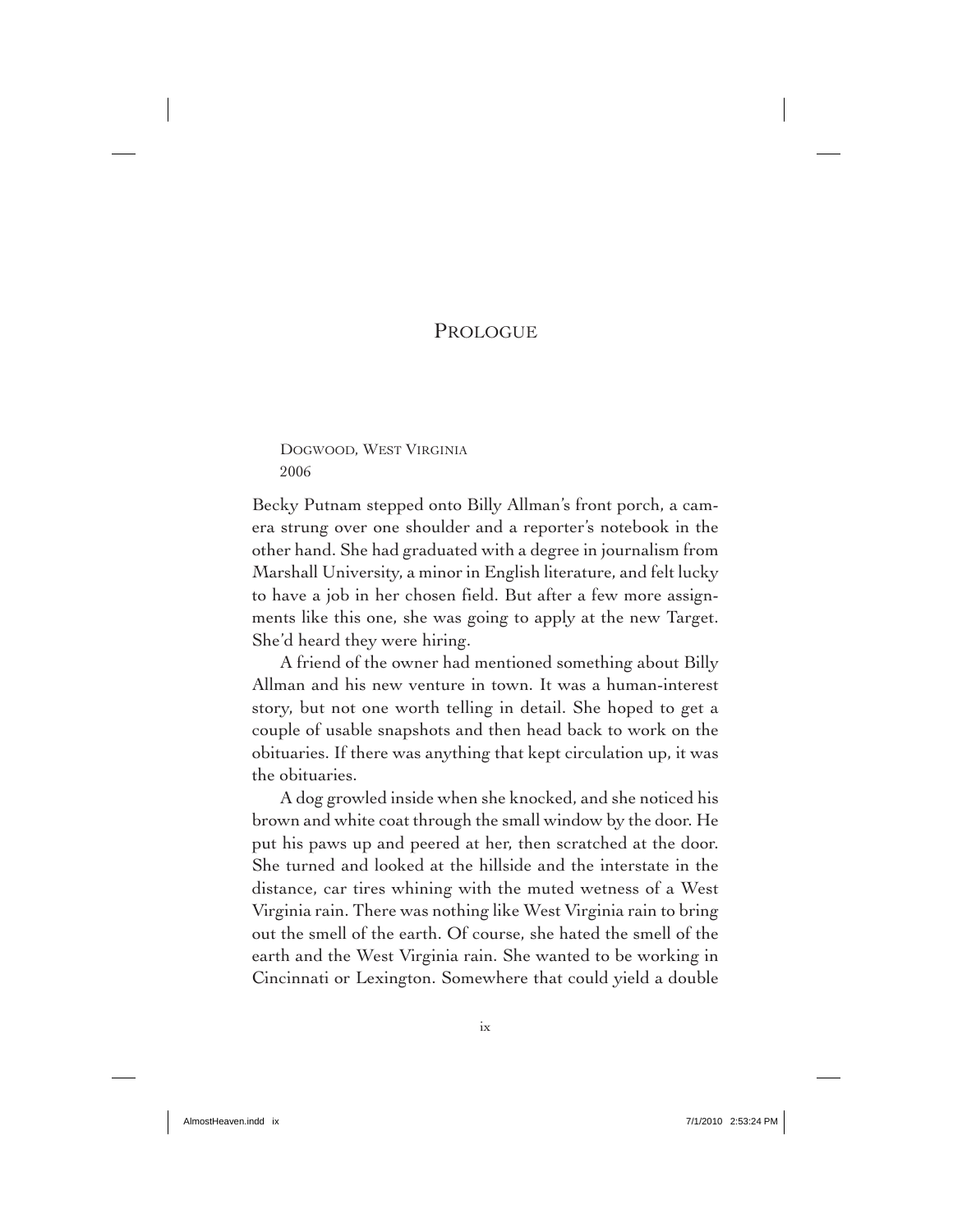# Prologue

Dogwood, West Virginia
2006

Becky Putnam stepped onto Billy Allman's front porch, a camera strung over one shoulder and a reporter's notebook in the other hand. She had graduated with a degree in journalism from Marshall University, a minor in English literature, and felt lucky to have a job in her chosen field. But after a few more assignments like this one, she was going to apply at the new Target. She'd heard they were hiring.

A friend of the owner had mentioned something about Billy Allman and his new venture in town. It was a human-interest story, but not one worth telling in detail. She hoped to get a couple of usable snapshots and then head back to work on the obituaries. If there was anything that kept circulation up, it was the obituaries.

A dog growled inside when she knocked, and she noticed his brown and white coat through the small window by the door. He put his paws up and peered at her, then scratched at the door. She turned and looked at the hillside and the interstate in the distance, car tires whining with the muted wetness of a West Virginia rain. There was nothing like West Virginia rain to bring out the smell of the earth. Of course, she hated the smell of the earth and the West Virginia rain. She wanted to be working in Cincinnati or Lexington. Somewhere that could yield a double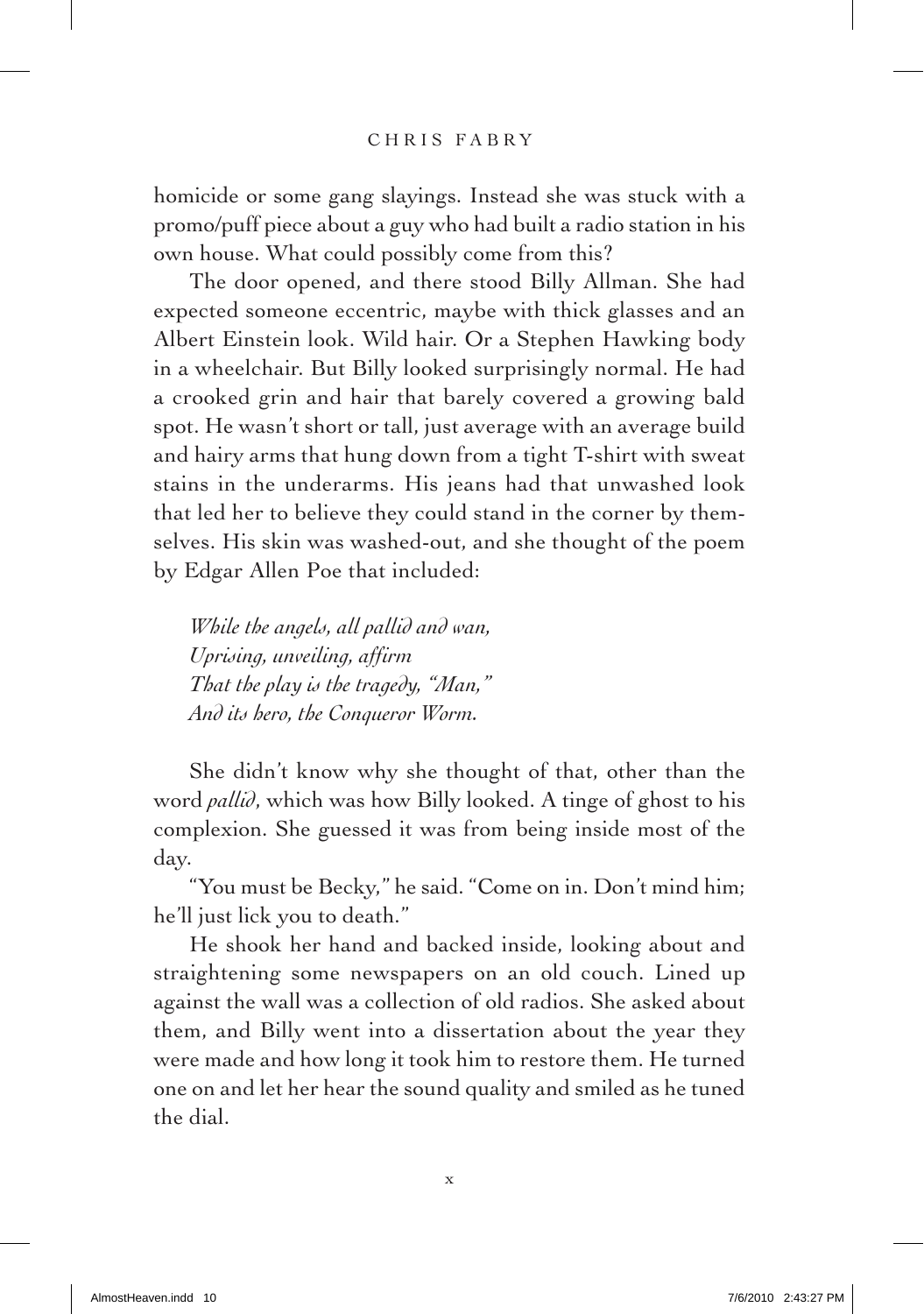homicide or some gang slayings. Instead she was stuck with a promo/puff piece about a guy who had built a radio station in his own house. What could possibly come from this?

The door opened, and there stood Billy Allman. She had expected someone eccentric, maybe with thick glasses and an Albert Einstein look. Wild hair. Or a Stephen Hawking body in a wheelchair. But Billy looked surprisingly normal. He had a crooked grin and hair that barely covered a growing bald spot. He wasn't short or tall, just average with an average build and hairy arms that hung down from a tight T-shirt with sweat stains in the underarms. His jeans had that unwashed look that led her to believe they could stand in the corner by themselves. His skin was washed-out, and she thought of the poem by Edgar Allen Poe that included:

*While the angels, all pallid and wan,*
*Uprising, unveiling, affirm*
*That the play is the tragedy, "Man,"*
*And its hero, the Conqueror Worm.*

She didn't know why she thought of that, other than the word *pallid*, which was how Billy looked. A tinge of ghost to his complexion. She guessed it was from being inside most of the day.

"You must be Becky," he said. "Come on in. Don't mind him; he'll just lick you to death."

He shook her hand and backed inside, looking about and straightening some newspapers on an old couch. Lined up against the wall was a collection of old radios. She asked about them, and Billy went into a dissertation about the year they were made and how long it took him to restore them. He turned one on and let her hear the sound quality and smiled as he tuned the dial.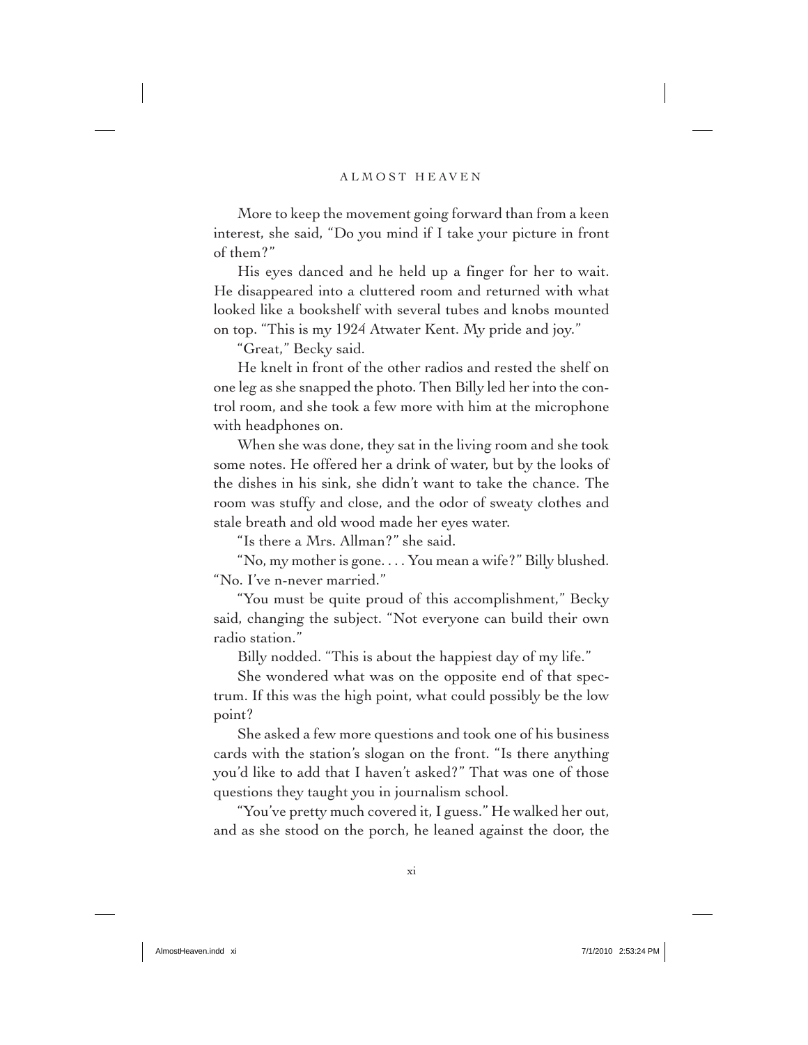More to keep the movement going forward than from a keen interest, she said, "Do you mind if I take your picture in front of them?"

His eyes danced and he held up a finger for her to wait. He disappeared into a cluttered room and returned with what looked like a bookshelf with several tubes and knobs mounted on top. "This is my 1924 Atwater Kent. My pride and joy."

"Great," Becky said.

He knelt in front of the other radios and rested the shelf on one leg as she snapped the photo. Then Billy led her into the control room, and she took a few more with him at the microphone with headphones on.

When she was done, they sat in the living room and she took some notes. He offered her a drink of water, but by the looks of the dishes in his sink, she didn't want to take the chance. The room was stuffy and close, and the odor of sweaty clothes and stale breath and old wood made her eyes water.

"Is there a Mrs. Allman?" she said.

"No, my mother is gone. . . . You mean a wife?" Billy blushed. "No. I've n-never married."

"You must be quite proud of this accomplishment," Becky said, changing the subject. "Not everyone can build their own radio station."

Billy nodded. "This is about the happiest day of my life."

She wondered what was on the opposite end of that spectrum. If this was the high point, what could possibly be the low point?

She asked a few more questions and took one of his business cards with the station's slogan on the front. "Is there anything you'd like to add that I haven't asked?" That was one of those questions they taught you in journalism school.

"You've pretty much covered it, I guess." He walked her out, and as she stood on the porch, he leaned against the door, the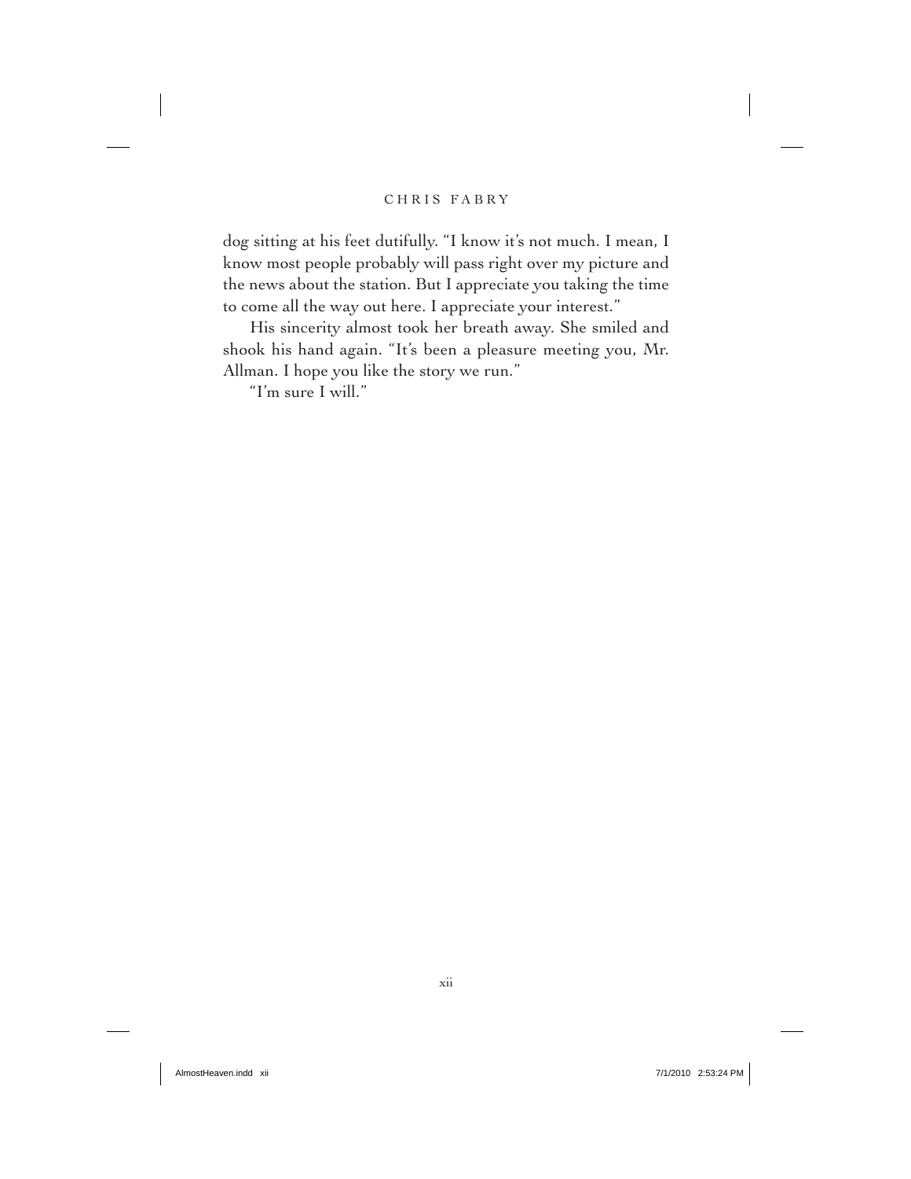dog sitting at his feet dutifully. "I know it's not much. I mean, I know most people probably will pass right over my picture and the news about the station. But I appreciate you taking the time to come all the way out here. I appreciate your interest."

His sincerity almost took her breath away. She smiled and shook his hand again. "It's been a pleasure meeting you, Mr. Allman. I hope you like the story we run."

"I'm sure I will."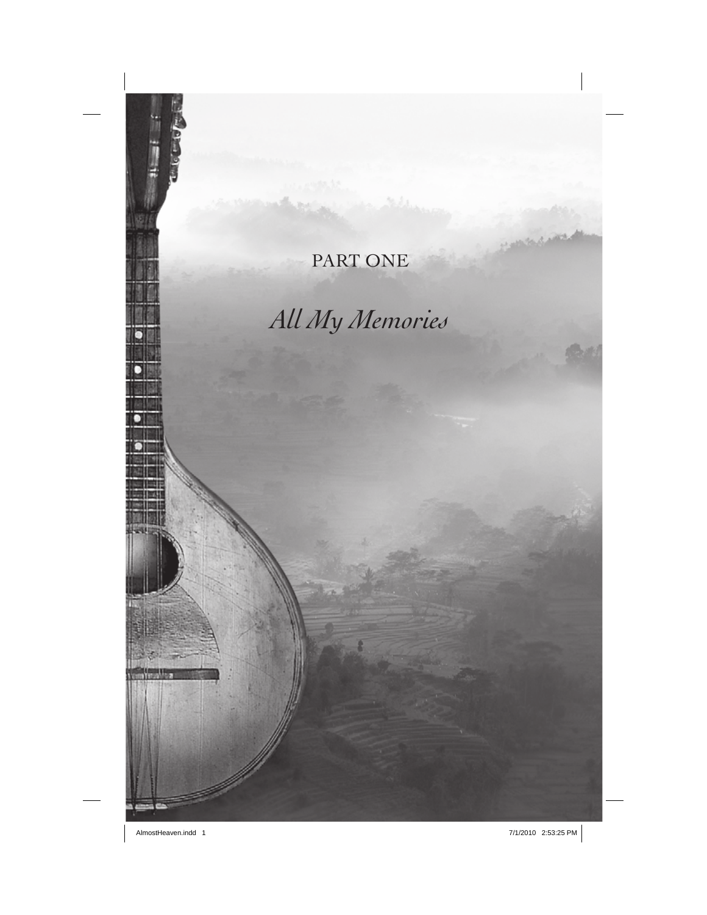# PART ONE

## *All My Memories*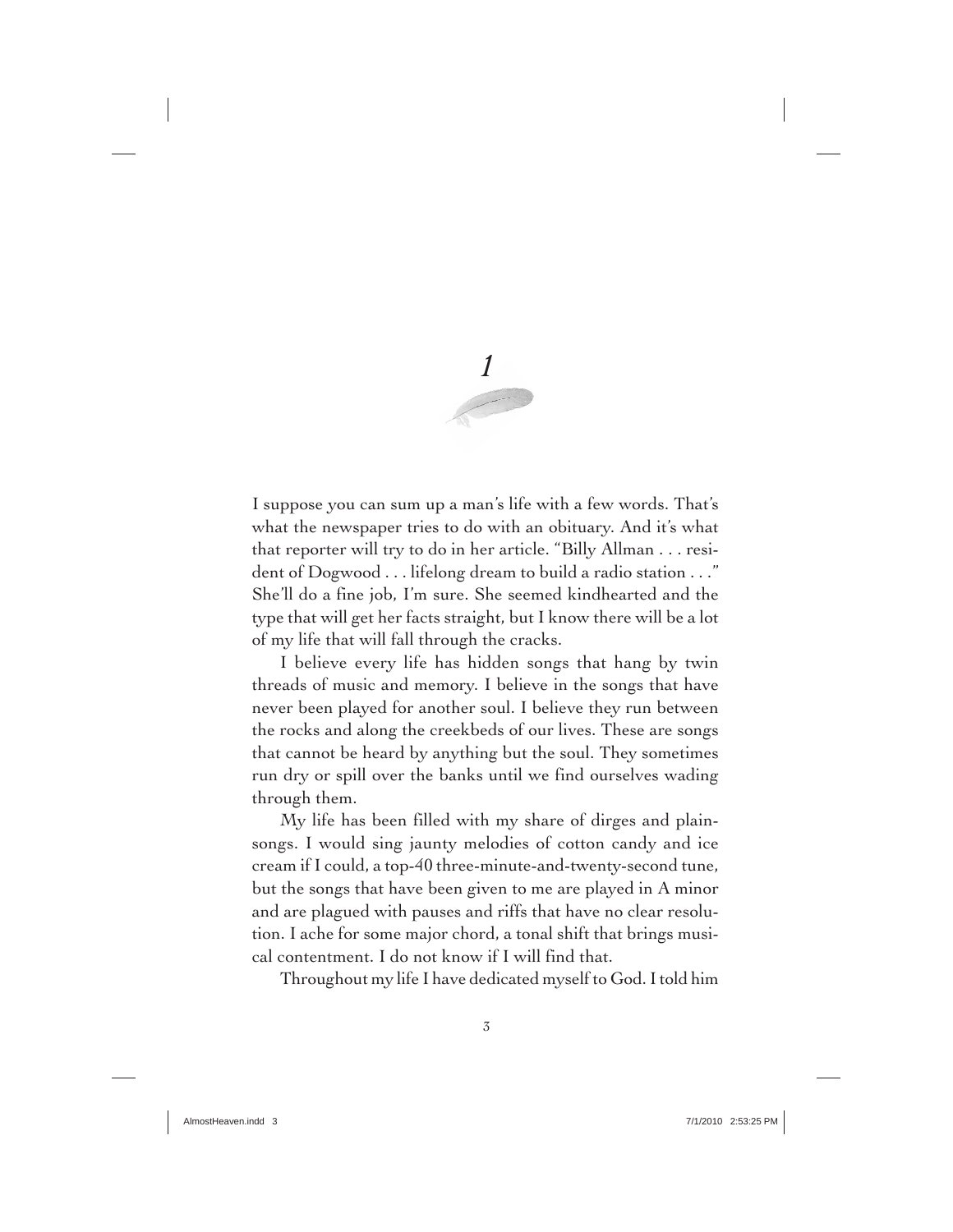# 1

I suppose you can sum up a man's life with a few words. That's what the newspaper tries to do with an obituary. And it's what that reporter will try to do in her article. "Billy Allman . . . resident of Dogwood . . . lifelong dream to build a radio station . . ." She'll do a fine job, I'm sure. She seemed kindhearted and the type that will get her facts straight, but I know there will be a lot of my life that will fall through the cracks.

I believe every life has hidden songs that hang by twin threads of music and memory. I believe in the songs that have never been played for another soul. I believe they run between the rocks and along the creekbeds of our lives. These are songs that cannot be heard by anything but the soul. They sometimes run dry or spill over the banks until we find ourselves wading through them.

My life has been filled with my share of dirges and plainsongs. I would sing jaunty melodies of cotton candy and ice cream if I could, a top-40 three-minute-and-twenty-second tune, but the songs that have been given to me are played in A minor and are plagued with pauses and riffs that have no clear resolution. I ache for some major chord, a tonal shift that brings musical contentment. I do not know if I will find that.

Throughout my life I have dedicated myself to God. I told him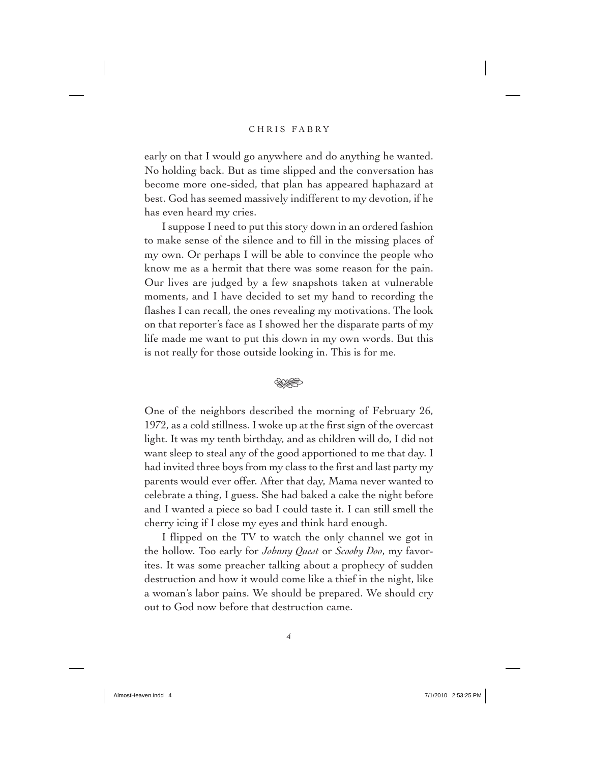early on that I would go anywhere and do anything he wanted. No holding back. But as time slipped and the conversation has become more one-sided, that plan has appeared haphazard at best. God has seemed massively indifferent to my devotion, if he has even heard my cries.

I suppose I need to put this story down in an ordered fashion to make sense of the silence and to fill in the missing places of my own. Or perhaps I will be able to convince the people who know me as a hermit that there was some reason for the pain. Our lives are judged by a few snapshots taken at vulnerable moments, and I have decided to set my hand to recording the flashes I can recall, the ones revealing my motivations. The look on that reporter's face as I showed her the disparate parts of my life made me want to put this down in my own words. But this is not really for those outside looking in. This is for me.

One of the neighbors described the morning of February 26, 1972, as a cold stillness. I woke up at the first sign of the overcast light. It was my tenth birthday, and as children will do, I did not want sleep to steal any of the good apportioned to me that day. I had invited three boys from my class to the first and last party my parents would ever offer. After that day, Mama never wanted to celebrate a thing, I guess. She had baked a cake the night before and I wanted a piece so bad I could taste it. I can still smell the cherry icing if I close my eyes and think hard enough.

I flipped on the TV to watch the only channel we got in the hollow. Too early for *Johnny Quest* or *Scooby Doo*, my favorites. It was some preacher talking about a prophecy of sudden destruction and how it would come like a thief in the night, like a woman's labor pains. We should be prepared. We should cry out to God now before that destruction came.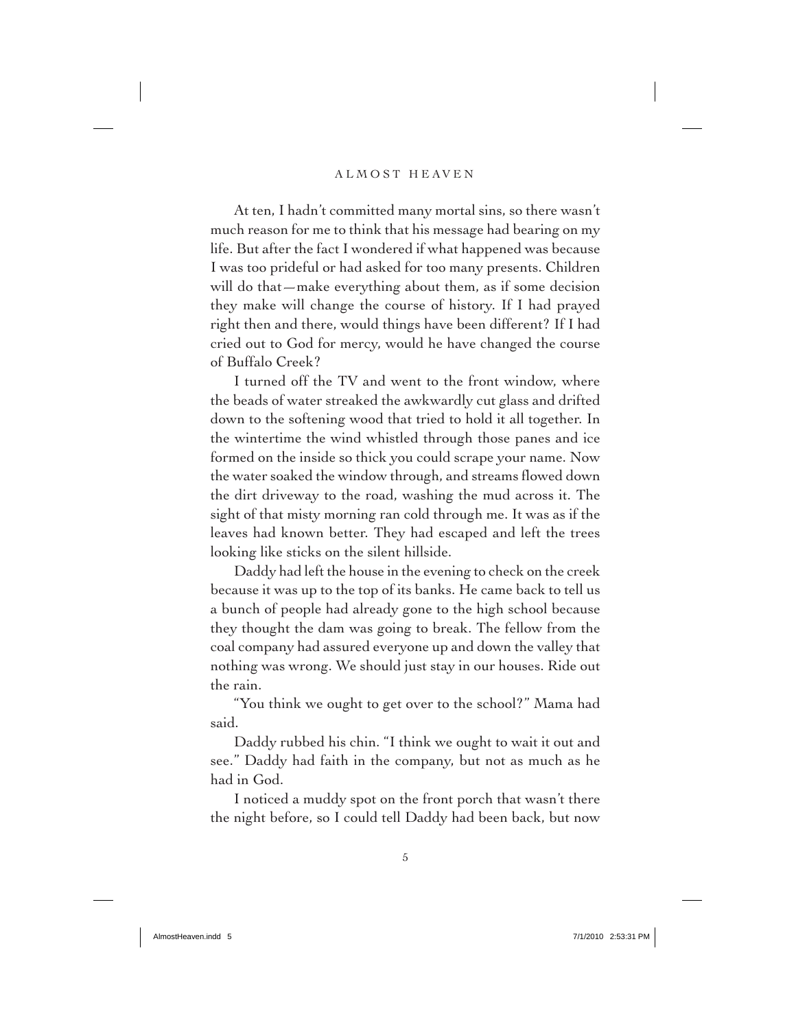At ten, I hadn't committed many mortal sins, so there wasn't much reason for me to think that his message had bearing on my life. But after the fact I wondered if what happened was because I was too prideful or had asked for too many presents. Children will do that—make everything about them, as if some decision they make will change the course of history. If I had prayed right then and there, would things have been different? If I had cried out to God for mercy, would he have changed the course of Buffalo Creek?

I turned off the TV and went to the front window, where the beads of water streaked the awkwardly cut glass and drifted down to the softening wood that tried to hold it all together. In the wintertime the wind whistled through those panes and ice formed on the inside so thick you could scrape your name. Now the water soaked the window through, and streams flowed down the dirt driveway to the road, washing the mud across it. The sight of that misty morning ran cold through me. It was as if the leaves had known better. They had escaped and left the trees looking like sticks on the silent hillside.

Daddy had left the house in the evening to check on the creek because it was up to the top of its banks. He came back to tell us a bunch of people had already gone to the high school because they thought the dam was going to break. The fellow from the coal company had assured everyone up and down the valley that nothing was wrong. We should just stay in our houses. Ride out the rain.

"You think we ought to get over to the school?" Mama had said.

Daddy rubbed his chin. "I think we ought to wait it out and see." Daddy had faith in the company, but not as much as he had in God.

I noticed a muddy spot on the front porch that wasn't there the night before, so I could tell Daddy had been back, but now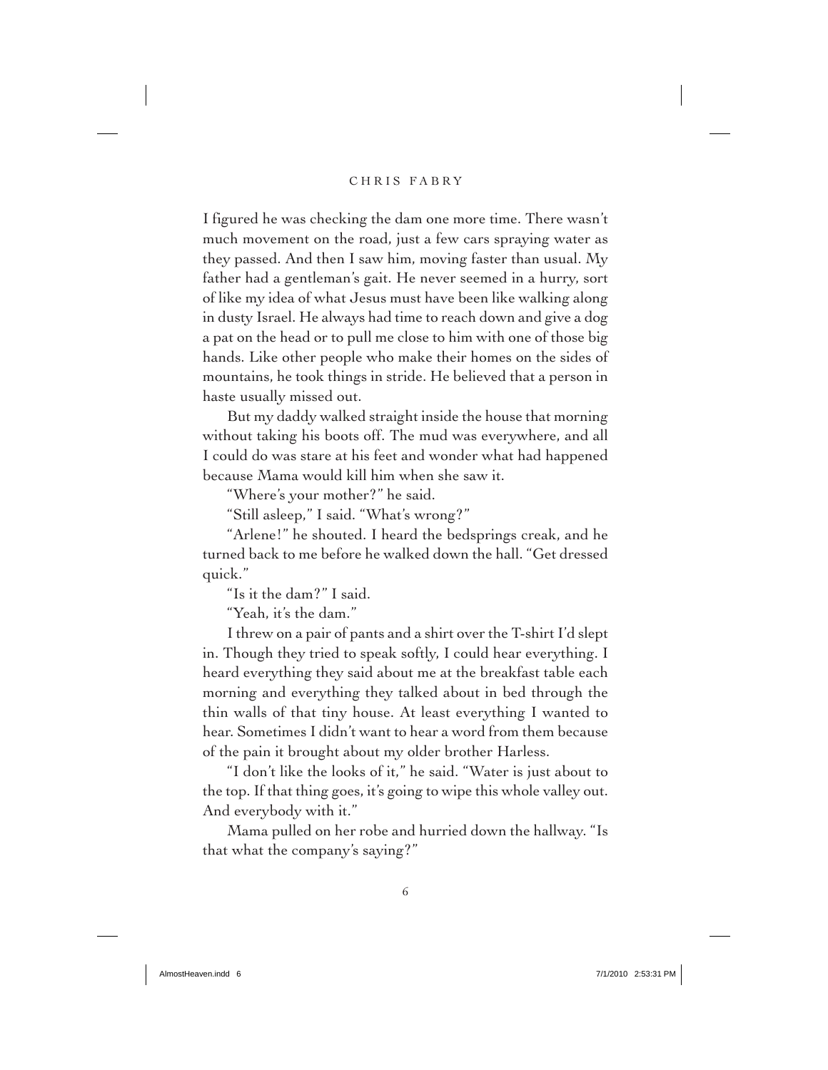I figured he was checking the dam one more time. There wasn't much movement on the road, just a few cars spraying water as they passed. And then I saw him, moving faster than usual. My father had a gentleman's gait. He never seemed in a hurry, sort of like my idea of what Jesus must have been like walking along in dusty Israel. He always had time to reach down and give a dog a pat on the head or to pull me close to him with one of those big hands. Like other people who make their homes on the sides of mountains, he took things in stride. He believed that a person in haste usually missed out.

But my daddy walked straight inside the house that morning without taking his boots off. The mud was everywhere, and all I could do was stare at his feet and wonder what had happened because Mama would kill him when she saw it.

"Where's your mother?" he said.

"Still asleep," I said. "What's wrong?"

"Arlene!" he shouted. I heard the bedsprings creak, and he turned back to me before he walked down the hall. "Get dressed quick."

"Is it the dam?" I said.

"Yeah, it's the dam."

I threw on a pair of pants and a shirt over the T-shirt I'd slept in. Though they tried to speak softly, I could hear everything. I heard everything they said about me at the breakfast table each morning and everything they talked about in bed through the thin walls of that tiny house. At least everything I wanted to hear. Sometimes I didn't want to hear a word from them because of the pain it brought about my older brother Harless.

"I don't like the looks of it," he said. "Water is just about to the top. If that thing goes, it's going to wipe this whole valley out. And everybody with it."

Mama pulled on her robe and hurried down the hallway. "Is that what the company's saying?"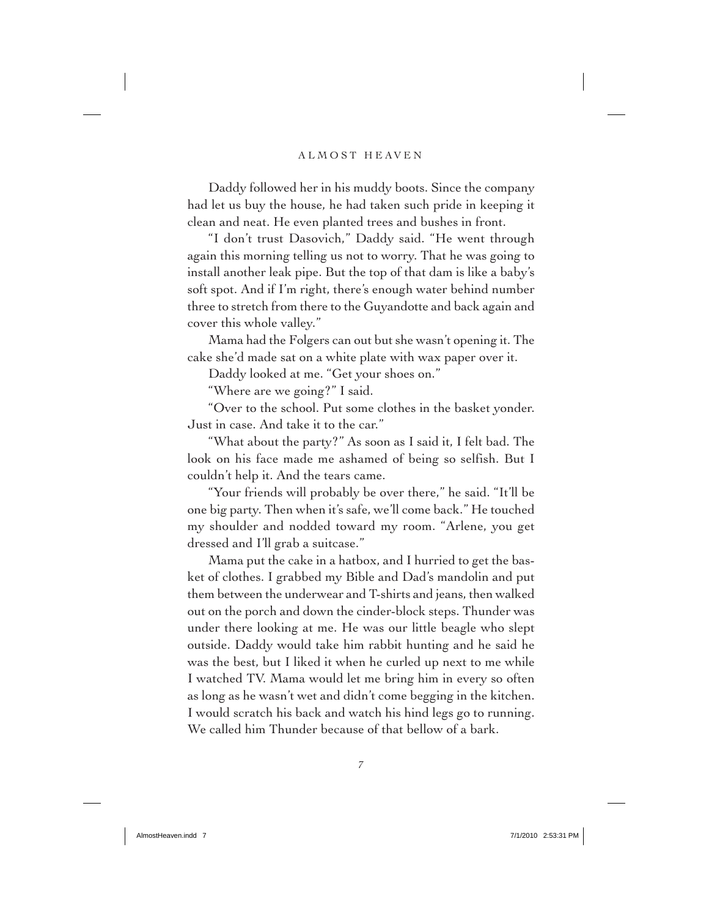Daddy followed her in his muddy boots. Since the company had let us buy the house, he had taken such pride in keeping it clean and neat. He even planted trees and bushes in front.

"I don't trust Dasovich," Daddy said. "He went through again this morning telling us not to worry. That he was going to install another leak pipe. But the top of that dam is like a baby's soft spot. And if I'm right, there's enough water behind number three to stretch from there to the Guyandotte and back again and cover this whole valley."

Mama had the Folgers can out but she wasn't opening it. The cake she'd made sat on a white plate with wax paper over it.

Daddy looked at me. "Get your shoes on."

"Where are we going?" I said.

"Over to the school. Put some clothes in the basket yonder. Just in case. And take it to the car."

"What about the party?" As soon as I said it, I felt bad. The look on his face made me ashamed of being so selfish. But I couldn't help it. And the tears came.

"Your friends will probably be over there," he said. "It'll be one big party. Then when it's safe, we'll come back." He touched my shoulder and nodded toward my room. "Arlene, you get dressed and I'll grab a suitcase."

Mama put the cake in a hatbox, and I hurried to get the basket of clothes. I grabbed my Bible and Dad's mandolin and put them between the underwear and T-shirts and jeans, then walked out on the porch and down the cinder-block steps. Thunder was under there looking at me. He was our little beagle who slept outside. Daddy would take him rabbit hunting and he said he was the best, but I liked it when he curled up next to me while I watched TV. Mama would let me bring him in every so often as long as he wasn't wet and didn't come begging in the kitchen. I would scratch his back and watch his hind legs go to running. We called him Thunder because of that bellow of a bark.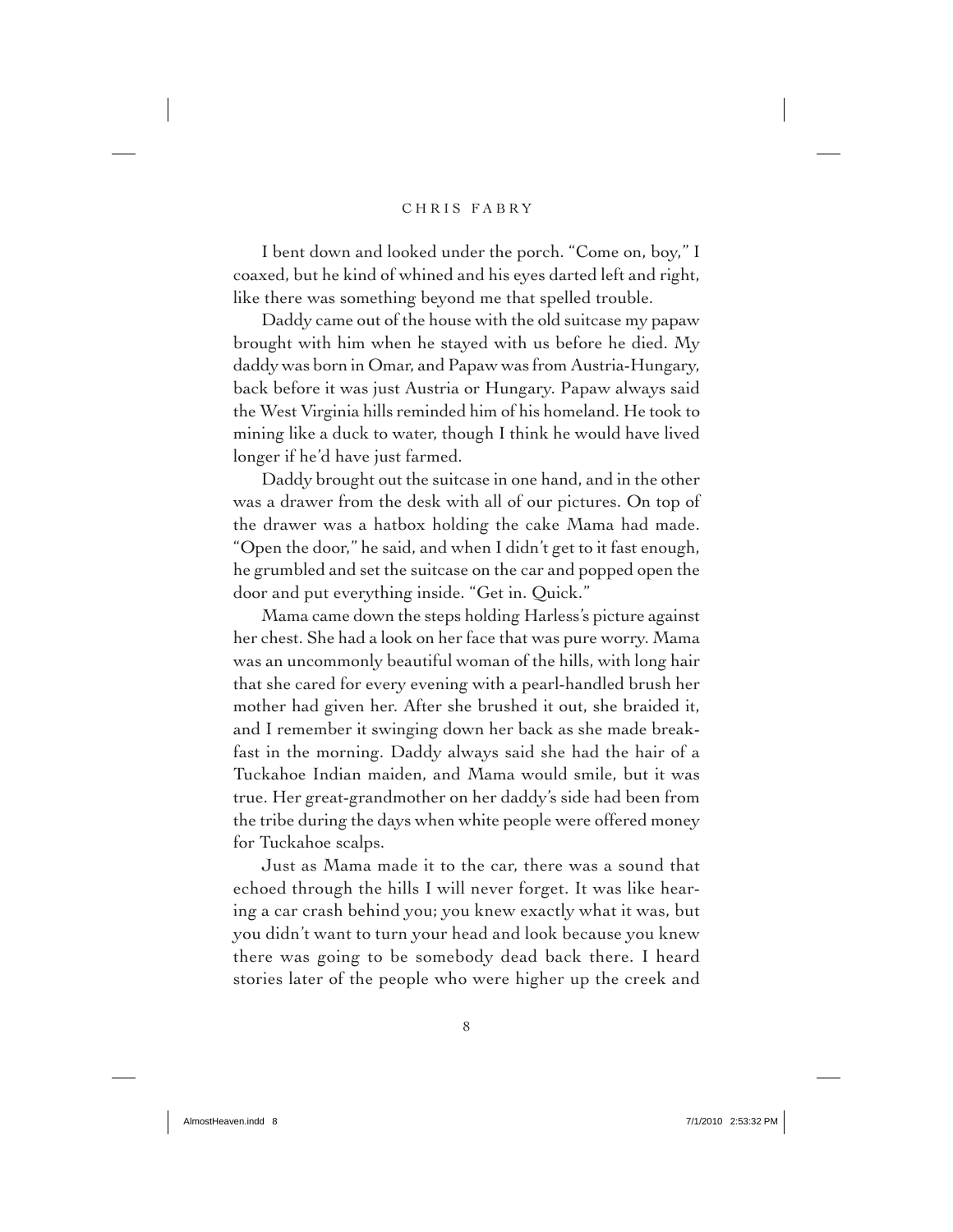I bent down and looked under the porch. "Come on, boy," I coaxed, but he kind of whined and his eyes darted left and right, like there was something beyond me that spelled trouble.

Daddy came out of the house with the old suitcase my papaw brought with him when he stayed with us before he died. My daddy was born in Omar, and Papaw was from Austria-Hungary, back before it was just Austria or Hungary. Papaw always said the West Virginia hills reminded him of his homeland. He took to mining like a duck to water, though I think he would have lived longer if he'd have just farmed.

Daddy brought out the suitcase in one hand, and in the other was a drawer from the desk with all of our pictures. On top of the drawer was a hatbox holding the cake Mama had made. "Open the door," he said, and when I didn't get to it fast enough, he grumbled and set the suitcase on the car and popped open the door and put everything inside. "Get in. Quick."

Mama came down the steps holding Harless's picture against her chest. She had a look on her face that was pure worry. Mama was an uncommonly beautiful woman of the hills, with long hair that she cared for every evening with a pearl-handled brush her mother had given her. After she brushed it out, she braided it, and I remember it swinging down her back as she made breakfast in the morning. Daddy always said she had the hair of a Tuckahoe Indian maiden, and Mama would smile, but it was true. Her great-grandmother on her daddy's side had been from the tribe during the days when white people were offered money for Tuckahoe scalps.

Just as Mama made it to the car, there was a sound that echoed through the hills I will never forget. It was like hearing a car crash behind you; you knew exactly what it was, but you didn't want to turn your head and look because you knew there was going to be somebody dead back there. I heard stories later of the people who were higher up the creek and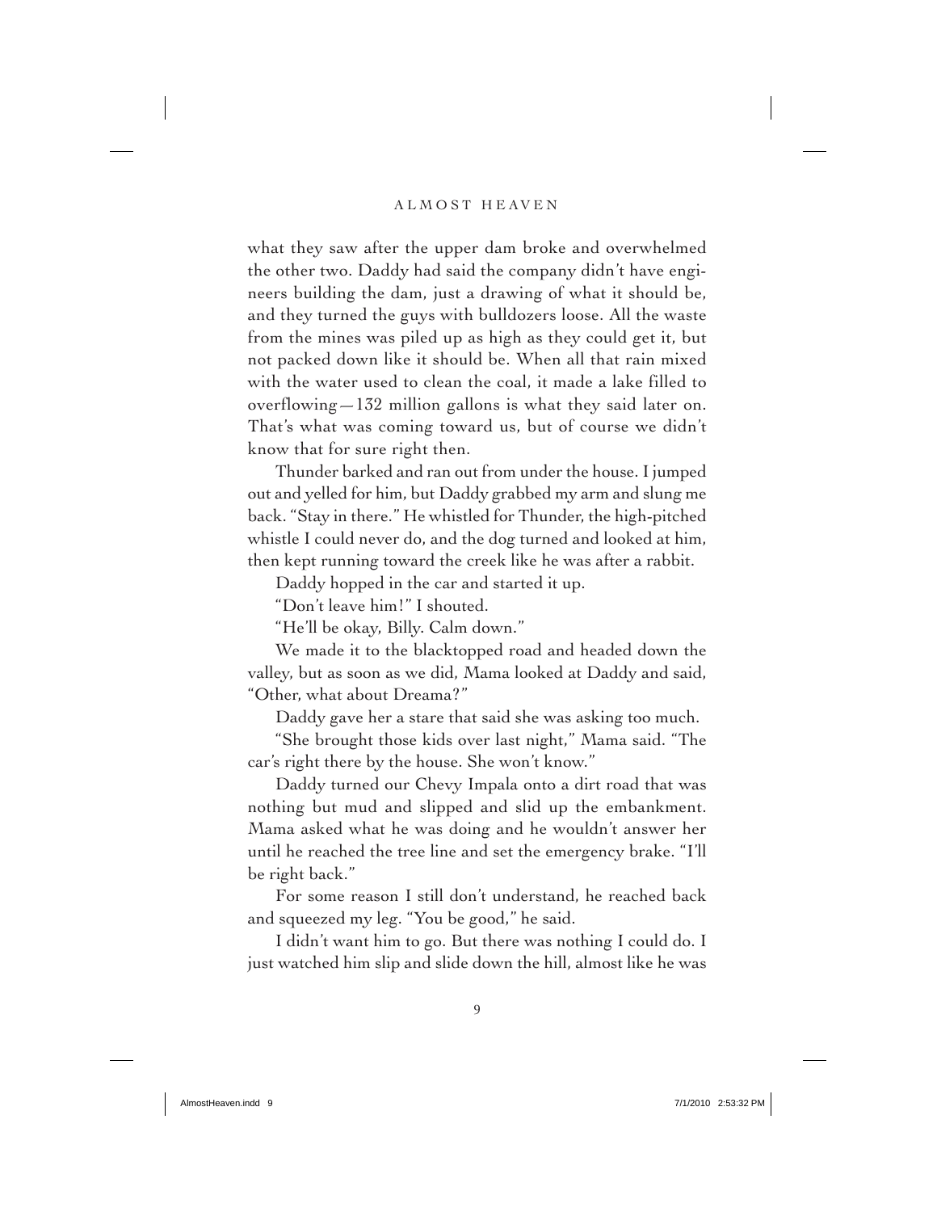what they saw after the upper dam broke and overwhelmed the other two. Daddy had said the company didn't have engineers building the dam, just a drawing of what it should be, and they turned the guys with bulldozers loose. All the waste from the mines was piled up as high as they could get it, but not packed down like it should be. When all that rain mixed with the water used to clean the coal, it made a lake filled to overflowing—132 million gallons is what they said later on. That's what was coming toward us, but of course we didn't know that for sure right then.

Thunder barked and ran out from under the house. I jumped out and yelled for him, but Daddy grabbed my arm and slung me back. "Stay in there." He whistled for Thunder, the high-pitched whistle I could never do, and the dog turned and looked at him, then kept running toward the creek like he was after a rabbit.

Daddy hopped in the car and started it up.

"Don't leave him!" I shouted.

"He'll be okay, Billy. Calm down."

We made it to the blacktopped road and headed down the valley, but as soon as we did, Mama looked at Daddy and said, "Other, what about Dreama?"

Daddy gave her a stare that said she was asking too much.

"She brought those kids over last night," Mama said. "The car's right there by the house. She won't know."

Daddy turned our Chevy Impala onto a dirt road that was nothing but mud and slipped and slid up the embankment. Mama asked what he was doing and he wouldn't answer her until he reached the tree line and set the emergency brake. "I'll be right back."

For some reason I still don't understand, he reached back and squeezed my leg. "You be good," he said.

I didn't want him to go. But there was nothing I could do. I just watched him slip and slide down the hill, almost like he was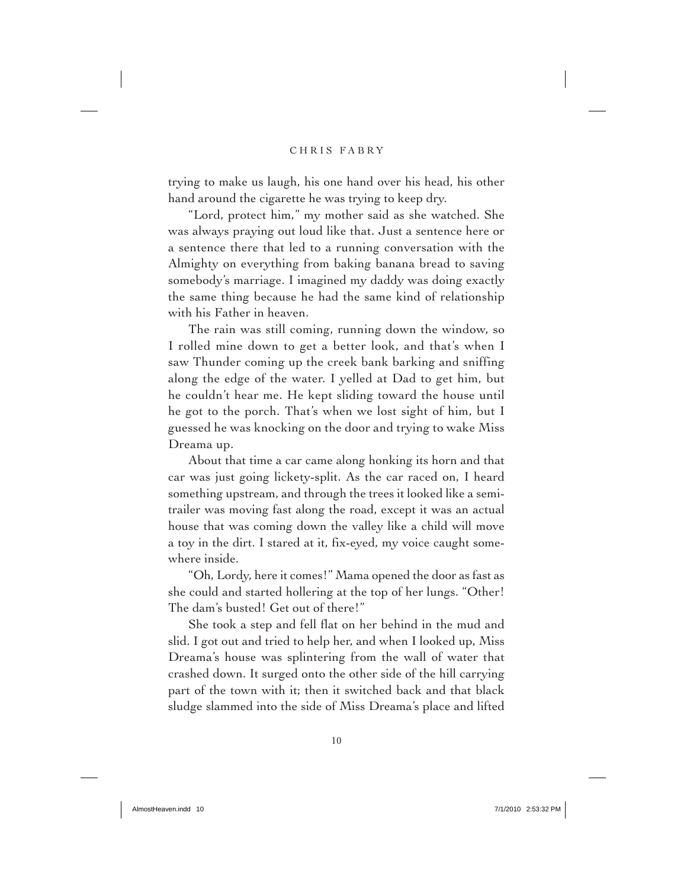trying to make us laugh, his one hand over his head, his other hand around the cigarette he was trying to keep dry.

"Lord, protect him," my mother said as she watched. She was always praying out loud like that. Just a sentence here or a sentence there that led to a running conversation with the Almighty on everything from baking banana bread to saving somebody's marriage. I imagined my daddy was doing exactly the same thing because he had the same kind of relationship with his Father in heaven.

The rain was still coming, running down the window, so I rolled mine down to get a better look, and that's when I saw Thunder coming up the creek bank barking and sniffing along the edge of the water. I yelled at Dad to get him, but he couldn't hear me. He kept sliding toward the house until he got to the porch. That's when we lost sight of him, but I guessed he was knocking on the door and trying to wake Miss Dreama up.

About that time a car came along honking its horn and that car was just going lickety-split. As the car raced on, I heard something upstream, and through the trees it looked like a semi-trailer was moving fast along the road, except it was an actual house that was coming down the valley like a child will move a toy in the dirt. I stared at it, fix-eyed, my voice caught somewhere inside.

"Oh, Lordy, here it comes!" Mama opened the door as fast as she could and started hollering at the top of her lungs. "Other! The dam's busted! Get out of there!"

She took a step and fell flat on her behind in the mud and slid. I got out and tried to help her, and when I looked up, Miss Dreama's house was splintering from the wall of water that crashed down. It surged onto the other side of the hill carrying part of the town with it; then it switched back and that black sludge slammed into the side of Miss Dreama's place and lifted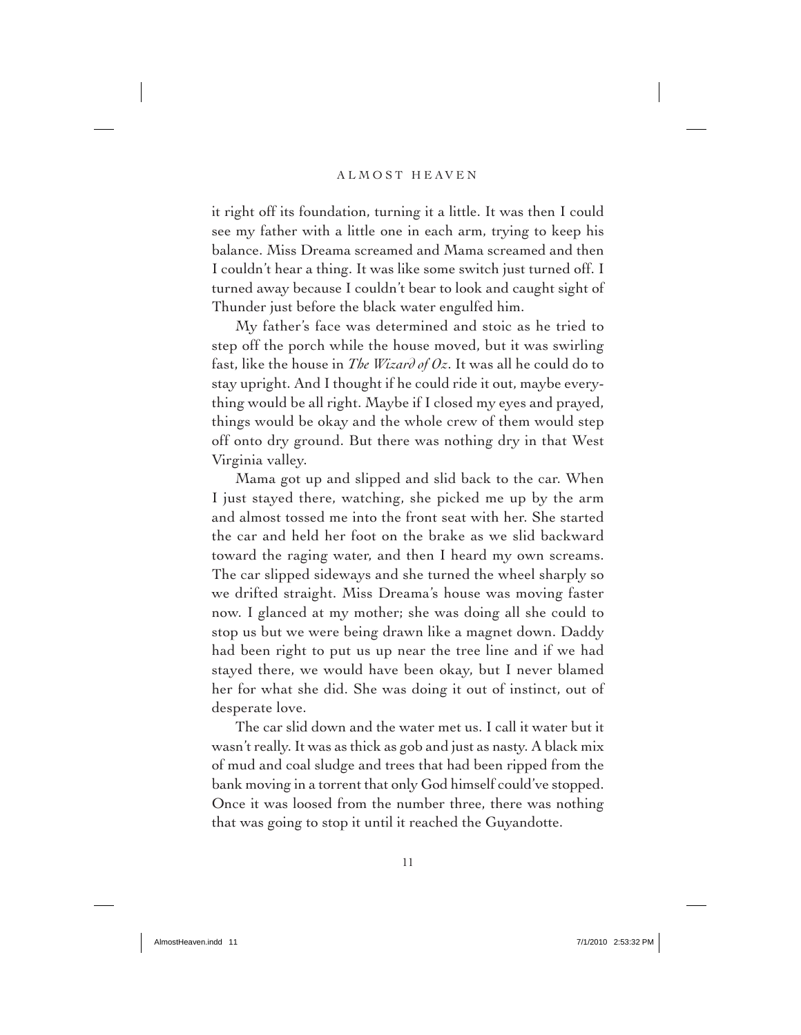it right off its foundation, turning it a little. It was then I could see my father with a little one in each arm, trying to keep his balance. Miss Dreama screamed and Mama screamed and then I couldn't hear a thing. It was like some switch just turned off. I turned away because I couldn't bear to look and caught sight of Thunder just before the black water engulfed him.

My father's face was determined and stoic as he tried to step off the porch while the house moved, but it was swirling fast, like the house in *The Wizard of Oz*. It was all he could do to stay upright. And I thought if he could ride it out, maybe everything would be all right. Maybe if I closed my eyes and prayed, things would be okay and the whole crew of them would step off onto dry ground. But there was nothing dry in that West Virginia valley.

Mama got up and slipped and slid back to the car. When I just stayed there, watching, she picked me up by the arm and almost tossed me into the front seat with her. She started the car and held her foot on the brake as we slid backward toward the raging water, and then I heard my own screams. The car slipped sideways and she turned the wheel sharply so we drifted straight. Miss Dreama's house was moving faster now. I glanced at my mother; she was doing all she could to stop us but we were being drawn like a magnet down. Daddy had been right to put us up near the tree line and if we had stayed there, we would have been okay, but I never blamed her for what she did. She was doing it out of instinct, out of desperate love.

The car slid down and the water met us. I call it water but it wasn't really. It was as thick as gob and just as nasty. A black mix of mud and coal sludge and trees that had been ripped from the bank moving in a torrent that only God himself could've stopped. Once it was loosed from the number three, there was nothing that was going to stop it until it reached the Guyandotte.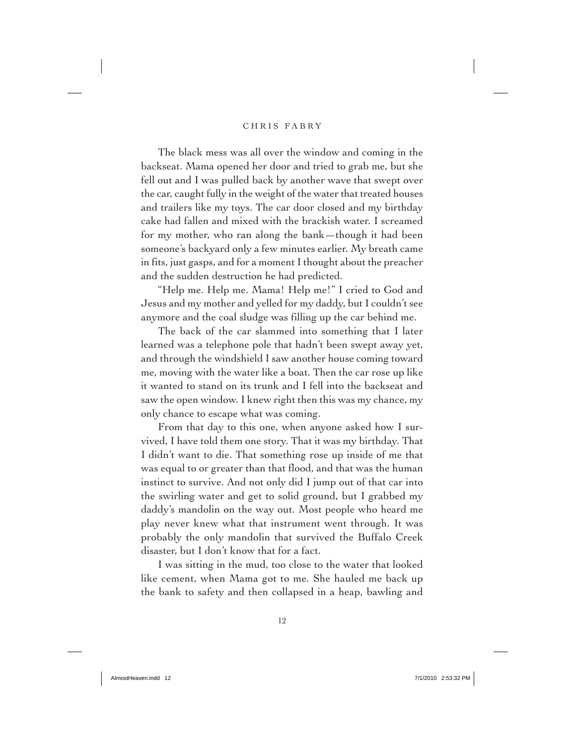The black mess was all over the window and coming in the backseat. Mama opened her door and tried to grab me, but she fell out and I was pulled back by another wave that swept over the car, caught fully in the weight of the water that treated houses and trailers like my toys. The car door closed and my birthday cake had fallen and mixed with the brackish water. I screamed for my mother, who ran along the bank—though it had been someone's backyard only a few minutes earlier. My breath came in fits, just gasps, and for a moment I thought about the preacher and the sudden destruction he had predicted.

"Help me. Help me. Mama! Help me!" I cried to God and Jesus and my mother and yelled for my daddy, but I couldn't see anymore and the coal sludge was filling up the car behind me.

The back of the car slammed into something that I later learned was a telephone pole that hadn't been swept away yet, and through the windshield I saw another house coming toward me, moving with the water like a boat. Then the car rose up like it wanted to stand on its trunk and I fell into the backseat and saw the open window. I knew right then this was my chance, my only chance to escape what was coming.

From that day to this one, when anyone asked how I survived, I have told them one story. That it was my birthday. That I didn't want to die. That something rose up inside of me that was equal to or greater than that flood, and that was the human instinct to survive. And not only did I jump out of that car into the swirling water and get to solid ground, but I grabbed my daddy's mandolin on the way out. Most people who heard me play never knew what that instrument went through. It was probably the only mandolin that survived the Buffalo Creek disaster, but I don't know that for a fact.

I was sitting in the mud, too close to the water that looked like cement, when Mama got to me. She hauled me back up the bank to safety and then collapsed in a heap, bawling and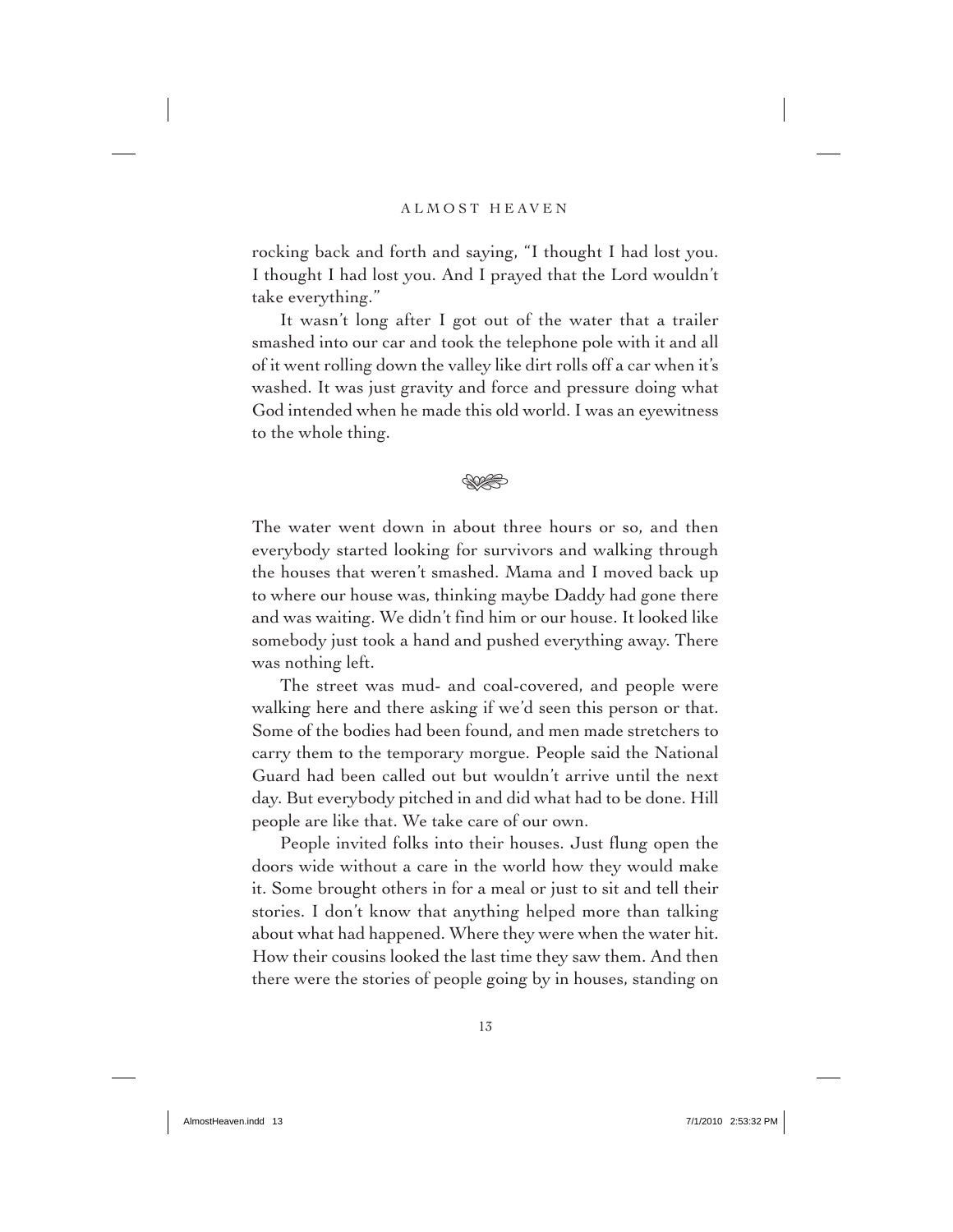rocking back and forth and saying, "I thought I had lost you. I thought I had lost you. And I prayed that the Lord wouldn't take everything."

It wasn't long after I got out of the water that a trailer smashed into our car and took the telephone pole with it and all of it went rolling down the valley like dirt rolls off a car when it's washed. It was just gravity and force and pressure doing what God intended when he made this old world. I was an eyewitness to the whole thing.

---

The water went down in about three hours or so, and then everybody started looking for survivors and walking through the houses that weren't smashed. Mama and I moved back up to where our house was, thinking maybe Daddy had gone there and was waiting. We didn't find him or our house. It looked like somebody just took a hand and pushed everything away. There was nothing left.

The street was mud- and coal-covered, and people were walking here and there asking if we'd seen this person or that. Some of the bodies had been found, and men made stretchers to carry them to the temporary morgue. People said the National Guard had been called out but wouldn't arrive until the next day. But everybody pitched in and did what had to be done. Hill people are like that. We take care of our own.

People invited folks into their houses. Just flung open the doors wide without a care in the world how they would make it. Some brought others in for a meal or just to sit and tell their stories. I don't know that anything helped more than talking about what had happened. Where they were when the water hit. How their cousins looked the last time they saw them. And then there were the stories of people going by in houses, standing on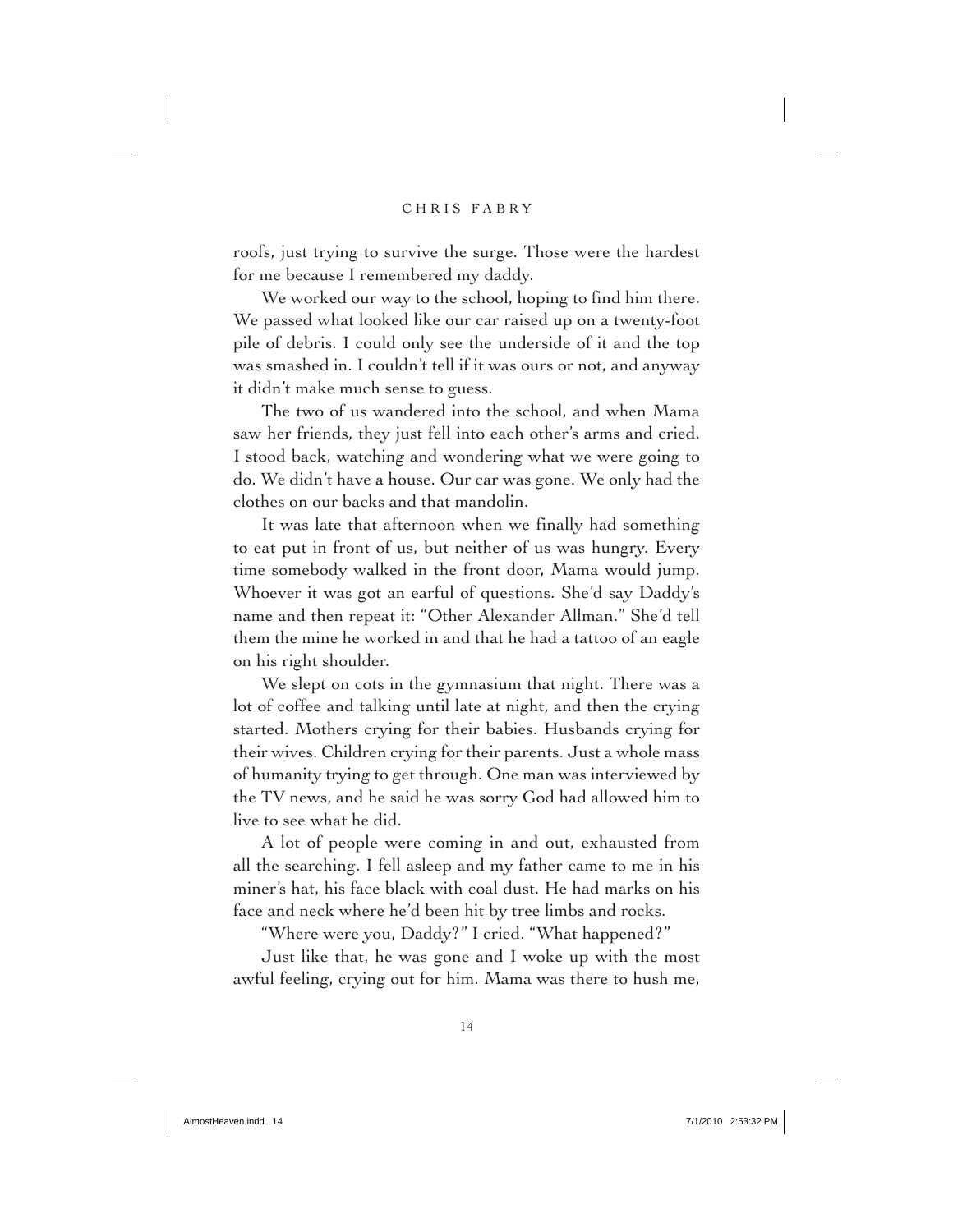roofs, just trying to survive the surge. Those were the hardest for me because I remembered my daddy.

We worked our way to the school, hoping to find him there. We passed what looked like our car raised up on a twenty-foot pile of debris. I could only see the underside of it and the top was smashed in. I couldn't tell if it was ours or not, and anyway it didn't make much sense to guess.

The two of us wandered into the school, and when Mama saw her friends, they just fell into each other's arms and cried. I stood back, watching and wondering what we were going to do. We didn't have a house. Our car was gone. We only had the clothes on our backs and that mandolin.

It was late that afternoon when we finally had something to eat put in front of us, but neither of us was hungry. Every time somebody walked in the front door, Mama would jump. Whoever it was got an earful of questions. She'd say Daddy's name and then repeat it: "Other Alexander Allman." She'd tell them the mine he worked in and that he had a tattoo of an eagle on his right shoulder.

We slept on cots in the gymnasium that night. There was a lot of coffee and talking until late at night, and then the crying started. Mothers crying for their babies. Husbands crying for their wives. Children crying for their parents. Just a whole mass of humanity trying to get through. One man was interviewed by the TV news, and he said he was sorry God had allowed him to live to see what he did.

A lot of people were coming in and out, exhausted from all the searching. I fell asleep and my father came to me in his miner's hat, his face black with coal dust. He had marks on his face and neck where he'd been hit by tree limbs and rocks.

"Where were you, Daddy?" I cried. "What happened?"

Just like that, he was gone and I woke up with the most awful feeling, crying out for him. Mama was there to hush me,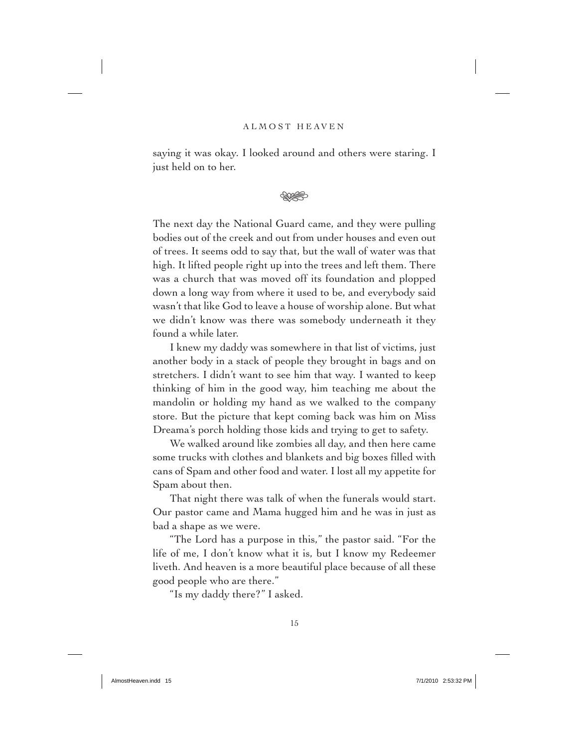saying it was okay. I looked around and others were staring. I just held on to her.

The next day the National Guard came, and they were pulling bodies out of the creek and out from under houses and even out of trees. It seems odd to say that, but the wall of water was that high. It lifted people right up into the trees and left them. There was a church that was moved off its foundation and plopped down a long way from where it used to be, and everybody said wasn't that like God to leave a house of worship alone. But what we didn't know was there was somebody underneath it they found a while later.

I knew my daddy was somewhere in that list of victims, just another body in a stack of people they brought in bags and on stretchers. I didn't want to see him that way. I wanted to keep thinking of him in the good way, him teaching me about the mandolin or holding my hand as we walked to the company store. But the picture that kept coming back was him on Miss Dreama's porch holding those kids and trying to get to safety.

We walked around like zombies all day, and then here came some trucks with clothes and blankets and big boxes filled with cans of Spam and other food and water. I lost all my appetite for Spam about then.

That night there was talk of when the funerals would start. Our pastor came and Mama hugged him and he was in just as bad a shape as we were.

"The Lord has a purpose in this," the pastor said. "For the life of me, I don't know what it is, but I know my Redeemer liveth. And heaven is a more beautiful place because of all these good people who are there."

"Is my daddy there?" I asked.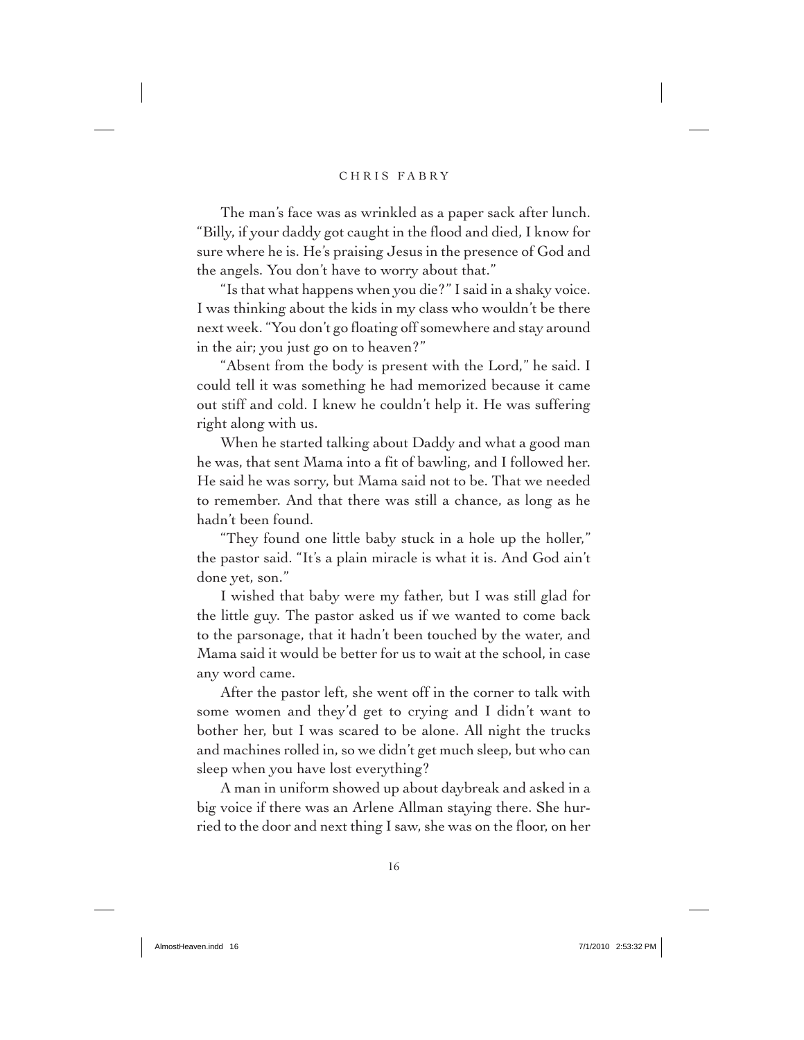The man's face was as wrinkled as a paper sack after lunch. "Billy, if your daddy got caught in the flood and died, I know for sure where he is. He's praising Jesus in the presence of God and the angels. You don't have to worry about that."

"Is that what happens when you die?" I said in a shaky voice. I was thinking about the kids in my class who wouldn't be there next week. "You don't go floating off somewhere and stay around in the air; you just go on to heaven?"

"Absent from the body is present with the Lord," he said. I could tell it was something he had memorized because it came out stiff and cold. I knew he couldn't help it. He was suffering right along with us.

When he started talking about Daddy and what a good man he was, that sent Mama into a fit of bawling, and I followed her. He said he was sorry, but Mama said not to be. That we needed to remember. And that there was still a chance, as long as he hadn't been found.

"They found one little baby stuck in a hole up the holler," the pastor said. "It's a plain miracle is what it is. And God ain't done yet, son."

I wished that baby were my father, but I was still glad for the little guy. The pastor asked us if we wanted to come back to the parsonage, that it hadn't been touched by the water, and Mama said it would be better for us to wait at the school, in case any word came.

After the pastor left, she went off in the corner to talk with some women and they'd get to crying and I didn't want to bother her, but I was scared to be alone. All night the trucks and machines rolled in, so we didn't get much sleep, but who can sleep when you have lost everything?

A man in uniform showed up about daybreak and asked in a big voice if there was an Arlene Allman staying there. She hurried to the door and next thing I saw, she was on the floor, on her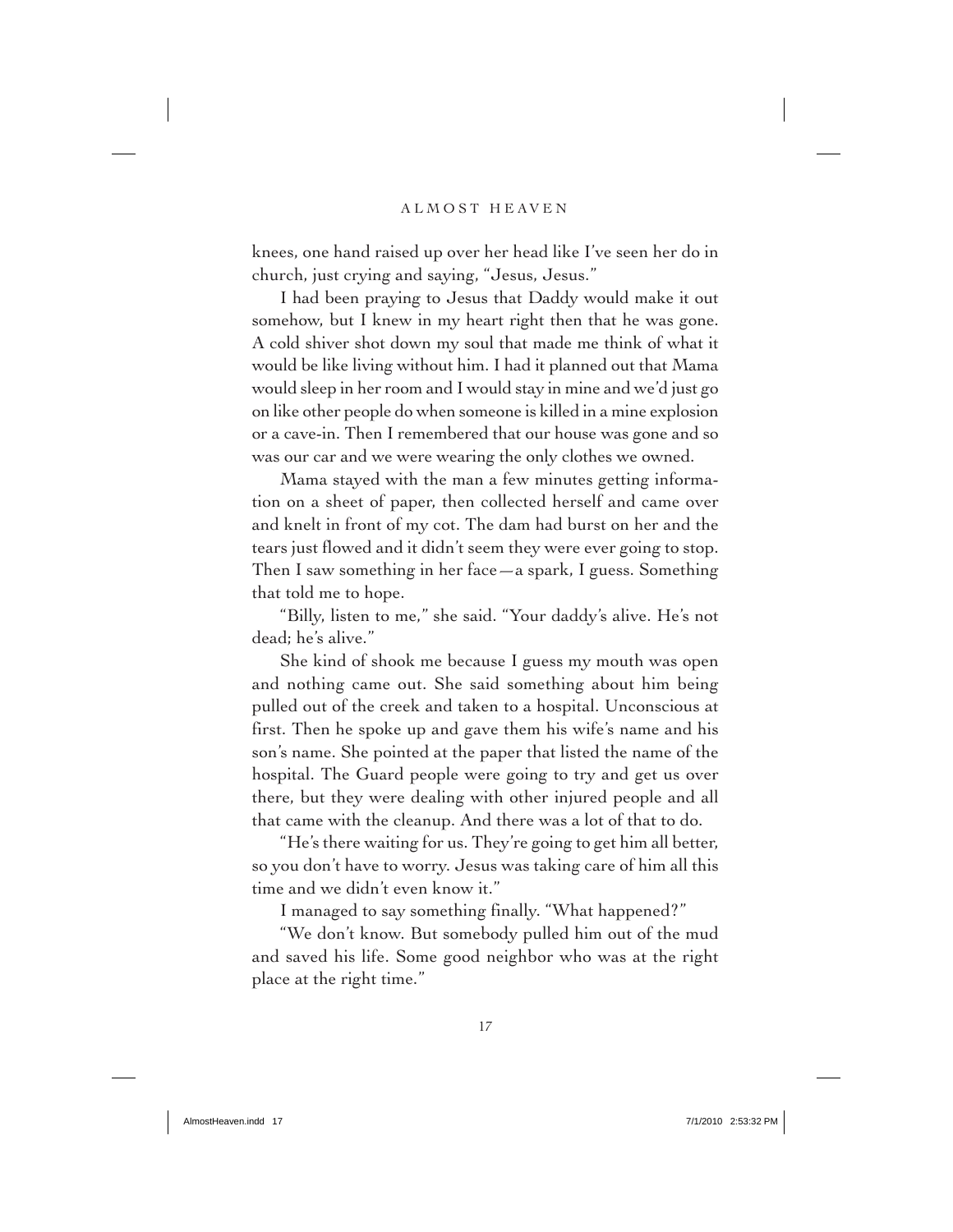knees, one hand raised up over her head like I've seen her do in church, just crying and saying, "Jesus, Jesus."

I had been praying to Jesus that Daddy would make it out somehow, but I knew in my heart right then that he was gone. A cold shiver shot down my soul that made me think of what it would be like living without him. I had it planned out that Mama would sleep in her room and I would stay in mine and we'd just go on like other people do when someone is killed in a mine explosion or a cave-in. Then I remembered that our house was gone and so was our car and we were wearing the only clothes we owned.

Mama stayed with the man a few minutes getting information on a sheet of paper, then collected herself and came over and knelt in front of my cot. The dam had burst on her and the tears just flowed and it didn't seem they were ever going to stop. Then I saw something in her face—a spark, I guess. Something that told me to hope.

"Billy, listen to me," she said. "Your daddy's alive. He's not dead; he's alive."

She kind of shook me because I guess my mouth was open and nothing came out. She said something about him being pulled out of the creek and taken to a hospital. Unconscious at first. Then he spoke up and gave them his wife's name and his son's name. She pointed at the paper that listed the name of the hospital. The Guard people were going to try and get us over there, but they were dealing with other injured people and all that came with the cleanup. And there was a lot of that to do.

"He's there waiting for us. They're going to get him all better, so you don't have to worry. Jesus was taking care of him all this time and we didn't even know it."

I managed to say something finally. "What happened?"

"We don't know. But somebody pulled him out of the mud and saved his life. Some good neighbor who was at the right place at the right time."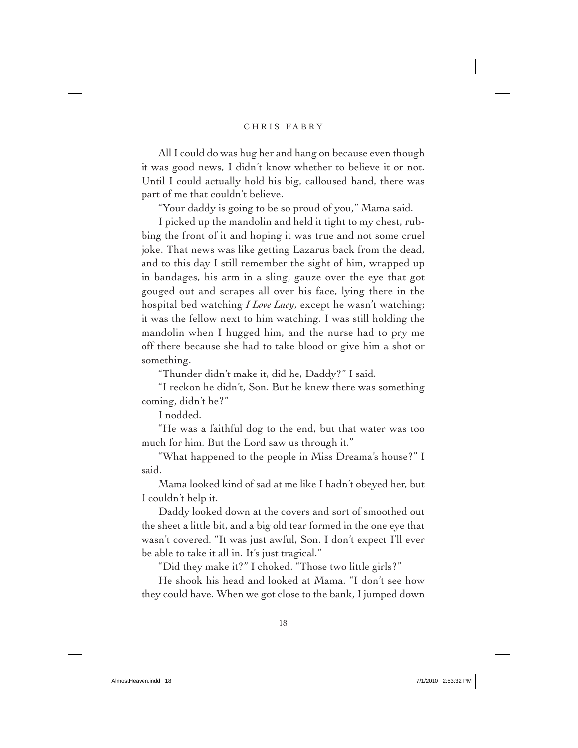All I could do was hug her and hang on because even though it was good news, I didn't know whether to believe it or not. Until I could actually hold his big, calloused hand, there was part of me that couldn't believe.

"Your daddy is going to be so proud of you," Mama said.

I picked up the mandolin and held it tight to my chest, rubbing the front of it and hoping it was true and not some cruel joke. That news was like getting Lazarus back from the dead, and to this day I still remember the sight of him, wrapped up in bandages, his arm in a sling, gauze over the eye that got gouged out and scrapes all over his face, lying there in the hospital bed watching *I Love Lucy*, except he wasn't watching; it was the fellow next to him watching. I was still holding the mandolin when I hugged him, and the nurse had to pry me off there because she had to take blood or give him a shot or something.

"Thunder didn't make it, did he, Daddy?" I said.

"I reckon he didn't, Son. But he knew there was something coming, didn't he?"

I nodded.

"He was a faithful dog to the end, but that water was too much for him. But the Lord saw us through it."

"What happened to the people in Miss Dreama's house?" I said.

Mama looked kind of sad at me like I hadn't obeyed her, but I couldn't help it.

Daddy looked down at the covers and sort of smoothed out the sheet a little bit, and a big old tear formed in the one eye that wasn't covered. "It was just awful, Son. I don't expect I'll ever be able to take it all in. It's just tragical."

"Did they make it?" I choked. "Those two little girls?"

He shook his head and looked at Mama. "I don't see how they could have. When we got close to the bank, I jumped down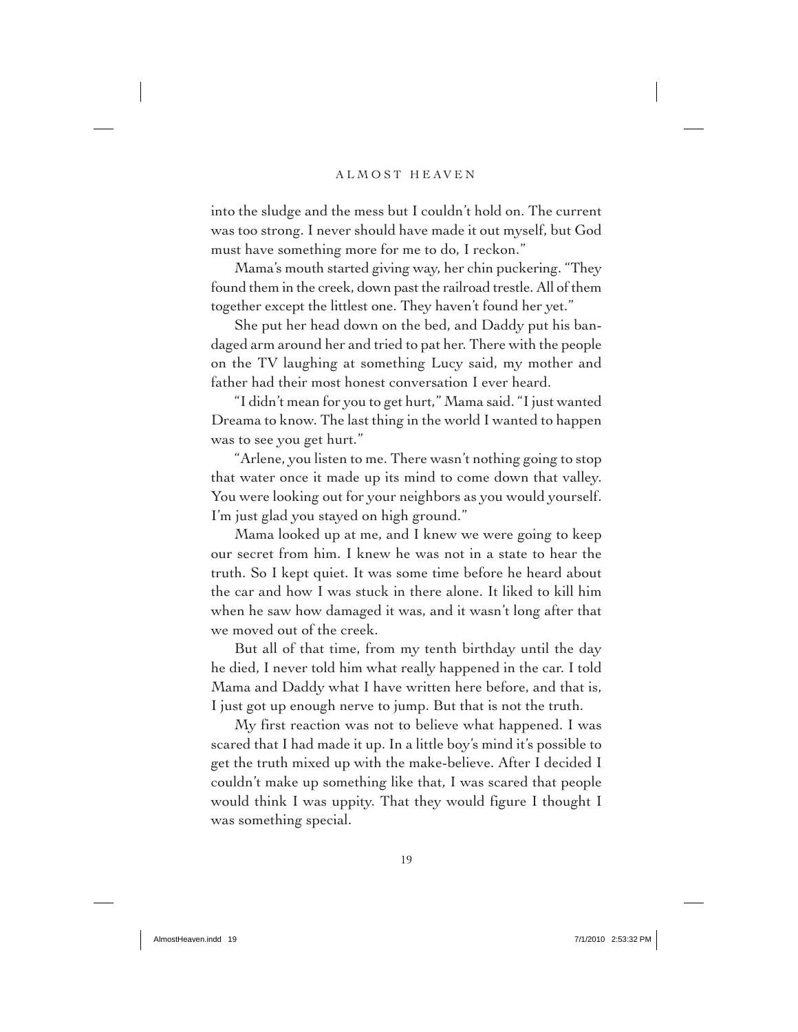into the sludge and the mess but I couldn't hold on. The current was too strong. I never should have made it out myself, but God must have something more for me to do, I reckon."

Mama's mouth started giving way, her chin puckering. "They found them in the creek, down past the railroad trestle. All of them together except the littlest one. They haven't found her yet."

She put her head down on the bed, and Daddy put his bandaged arm around her and tried to pat her. There with the people on the TV laughing at something Lucy said, my mother and father had their most honest conversation I ever heard.

"I didn't mean for you to get hurt," Mama said. "I just wanted Dreama to know. The last thing in the world I wanted to happen was to see you get hurt."

"Arlene, you listen to me. There wasn't nothing going to stop that water once it made up its mind to come down that valley. You were looking out for your neighbors as you would yourself. I'm just glad you stayed on high ground."

Mama looked up at me, and I knew we were going to keep our secret from him. I knew he was not in a state to hear the truth. So I kept quiet. It was some time before he heard about the car and how I was stuck in there alone. It liked to kill him when he saw how damaged it was, and it wasn't long after that we moved out of the creek.

But all of that time, from my tenth birthday until the day he died, I never told him what really happened in the car. I told Mama and Daddy what I have written here before, and that is, I just got up enough nerve to jump. But that is not the truth.

My first reaction was not to believe what happened. I was scared that I had made it up. In a little boy's mind it's possible to get the truth mixed up with the make-believe. After I decided I couldn't make up something like that, I was scared that people would think I was uppity. That they would figure I thought I was something special.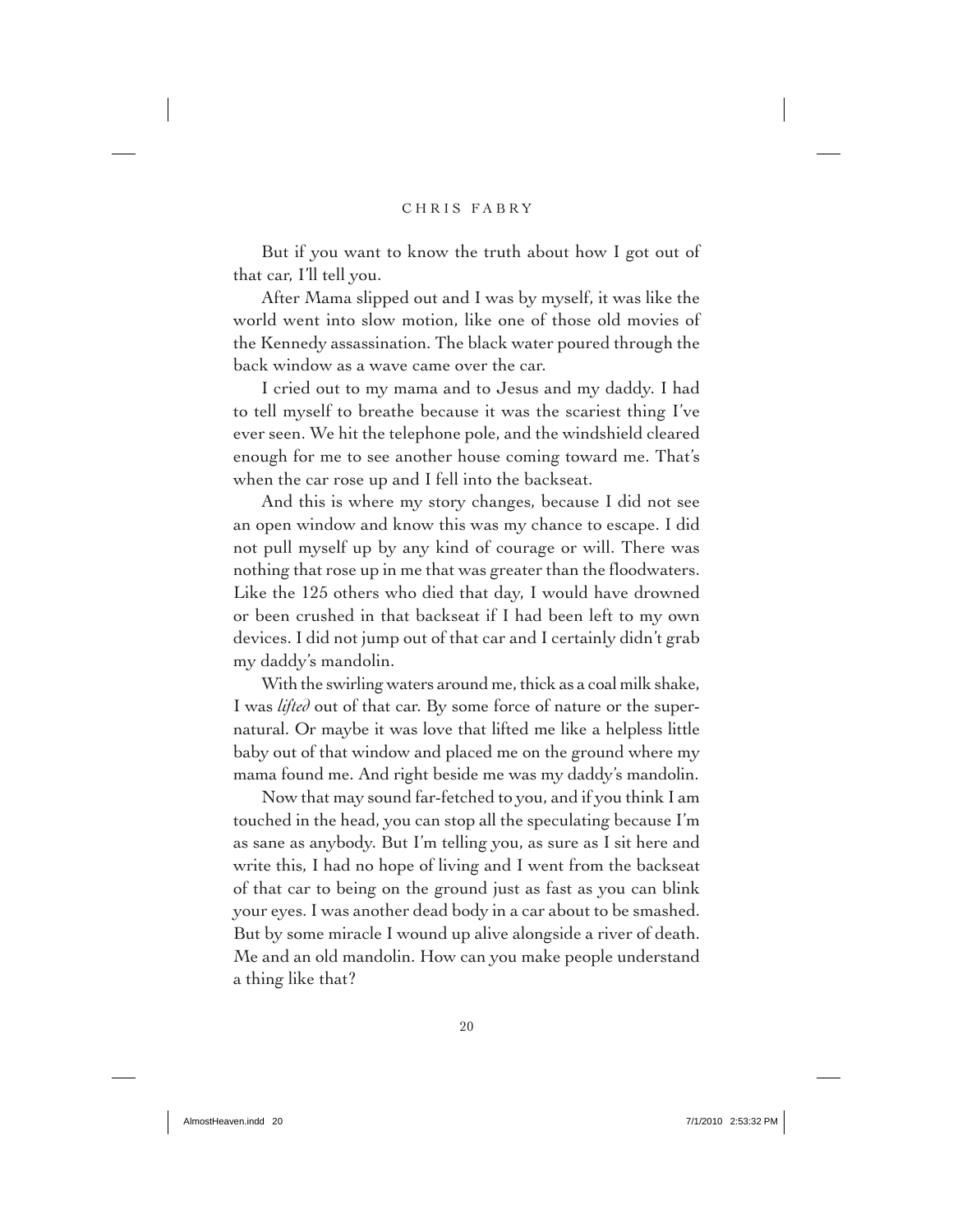But if you want to know the truth about how I got out of that car, I'll tell you.

After Mama slipped out and I was by myself, it was like the world went into slow motion, like one of those old movies of the Kennedy assassination. The black water poured through the back window as a wave came over the car.

I cried out to my mama and to Jesus and my daddy. I had to tell myself to breathe because it was the scariest thing I've ever seen. We hit the telephone pole, and the windshield cleared enough for me to see another house coming toward me. That's when the car rose up and I fell into the backseat.

And this is where my story changes, because I did not see an open window and know this was my chance to escape. I did not pull myself up by any kind of courage or will. There was nothing that rose up in me that was greater than the floodwaters. Like the 125 others who died that day, I would have drowned or been crushed in that backseat if I had been left to my own devices. I did not jump out of that car and I certainly didn't grab my daddy's mandolin.

With the swirling waters around me, thick as a coal milk shake, I was *lifted* out of that car. By some force of nature or the supernatural. Or maybe it was love that lifted me like a helpless little baby out of that window and placed me on the ground where my mama found me. And right beside me was my daddy's mandolin.

Now that may sound far-fetched to you, and if you think I am touched in the head, you can stop all the speculating because I'm as sane as anybody. But I'm telling you, as sure as I sit here and write this, I had no hope of living and I went from the backseat of that car to being on the ground just as fast as you can blink your eyes. I was another dead body in a car about to be smashed. But by some miracle I wound up alive alongside a river of death. Me and an old mandolin. How can you make people understand a thing like that?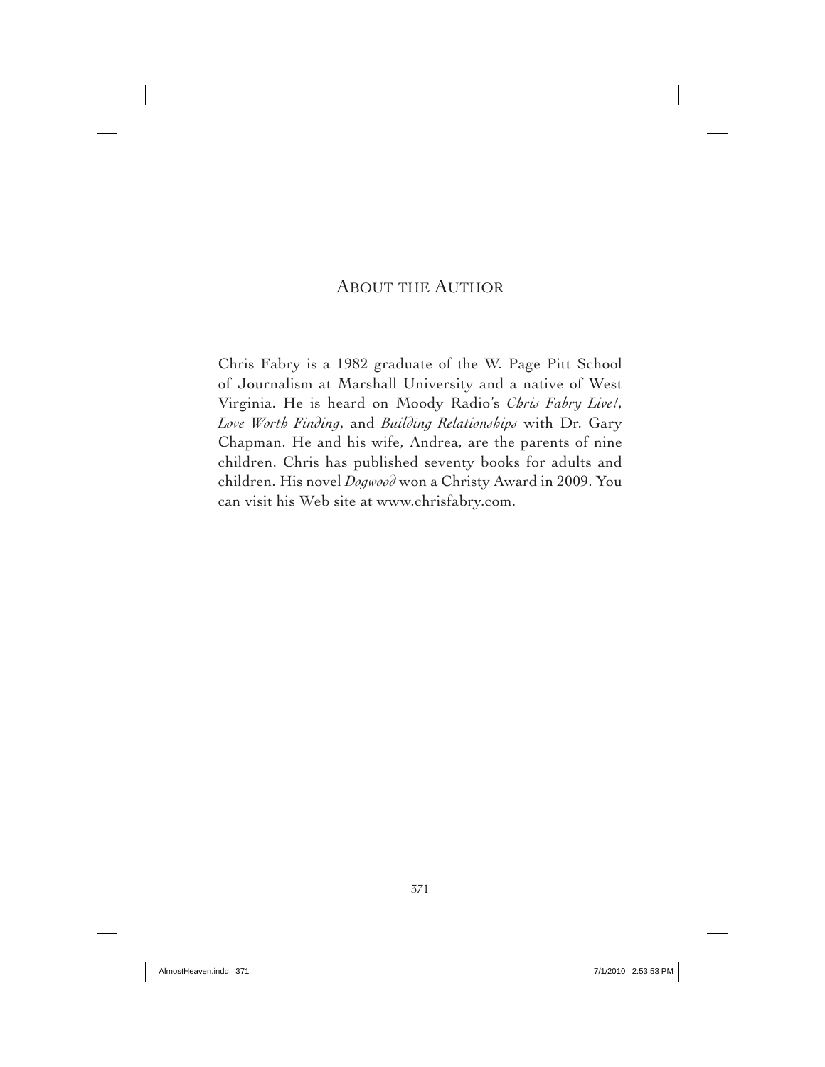# About the Author

Chris Fabry is a 1982 graduate of the W. Page Pitt School of Journalism at Marshall University and a native of West Virginia. He is heard on Moody Radio's *Chris Fabry Live!*, *Love Worth Finding*, and *Building Relationships* with Dr. Gary Chapman. He and his wife, Andrea, are the parents of nine children. Chris has published seventy books for adults and children. His novel *Dogwood* won a Christy Award in 2009. You can visit his Web site at www.chrisfabry.com.